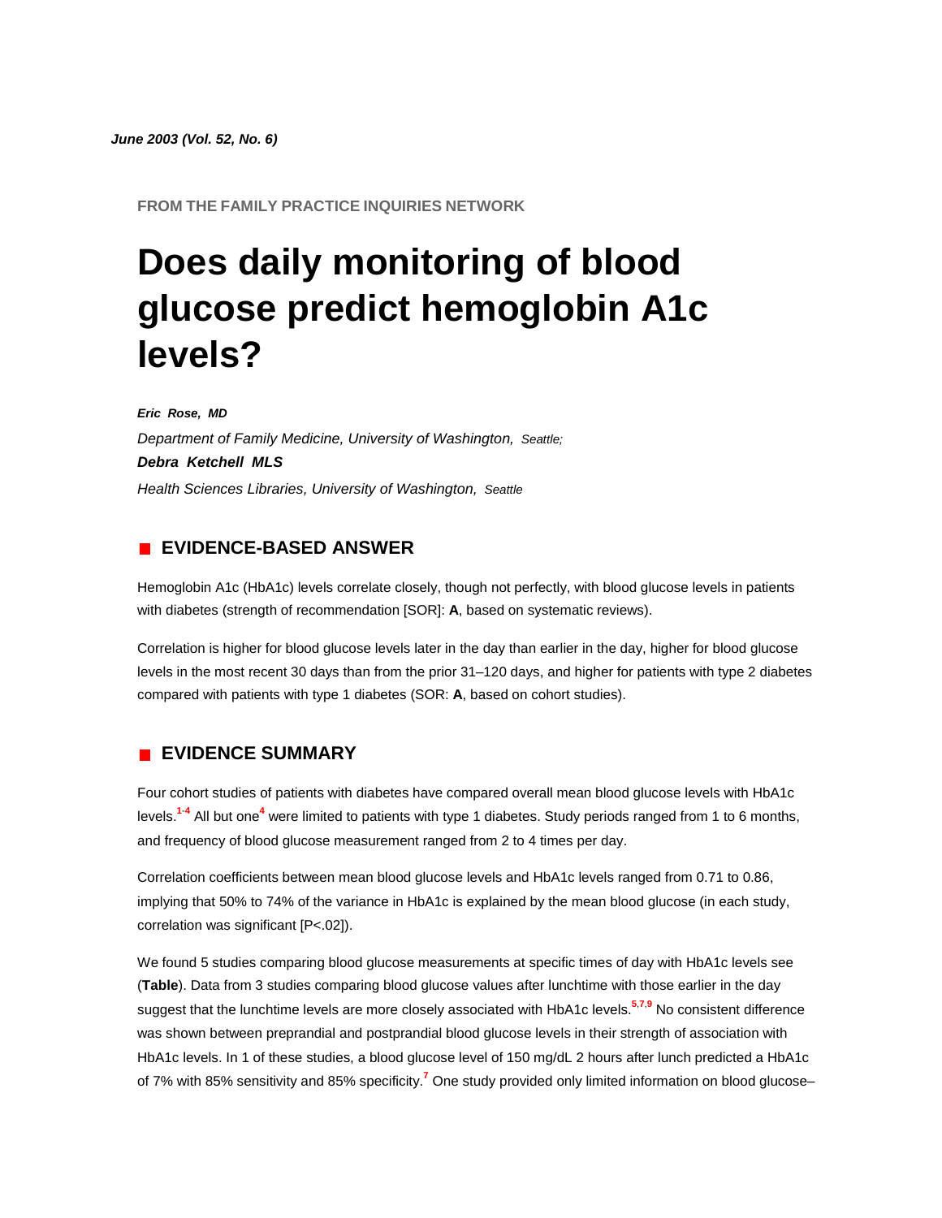*June 2003 (Vol. 52, No. 6)*

FROM THE FAMILY PRACTICE INQUIRIES NETWORK

# Does daily monitoring of blood glucose predict hemoglobin A1c levels?

***Eric Rose, MD***

*Department of Family Medicine, University of Washington, Seattle;*

***Debra Ketchell MLS***

*Health Sciences Libraries, University of Washington, Seattle*

## EVIDENCE-BASED ANSWER

Hemoglobin A1c (HbA1c) levels correlate closely, though not perfectly, with blood glucose levels in patients with diabetes (strength of recommendation [SOR]: **A**, based on systematic reviews).

Correlation is higher for blood glucose levels later in the day than earlier in the day, higher for blood glucose levels in the most recent 30 days than from the prior 31–120 days, and higher for patients with type 2 diabetes compared with patients with type 1 diabetes (SOR: **A**, based on cohort studies).

## EVIDENCE SUMMARY

Four cohort studies of patients with diabetes have compared overall mean blood glucose levels with HbA1c levels.[1-4] All but one[4] were limited to patients with type 1 diabetes. Study periods ranged from 1 to 6 months, and frequency of blood glucose measurement ranged from 2 to 4 times per day.

Correlation coefficients between mean blood glucose levels and HbA1c levels ranged from 0.71 to 0.86, implying that 50% to 74% of the variance in HbA1c is explained by the mean blood glucose (in each study, correlation was significant [P<.02]).

We found 5 studies comparing blood glucose measurements at specific times of day with HbA1c levels see (**Table**). Data from 3 studies comparing blood glucose values after lunchtime with those earlier in the day suggest that the lunchtime levels are more closely associated with HbA1c levels.[5,7,9] No consistent difference was shown between preprandial and postprandial blood glucose levels in their strength of association with HbA1c levels. In 1 of these studies, a blood glucose level of 150 mg/dL 2 hours after lunch predicted a HbA1c of 7% with 85% sensitivity and 85% specificity.[7] One study provided only limited information on blood glucose–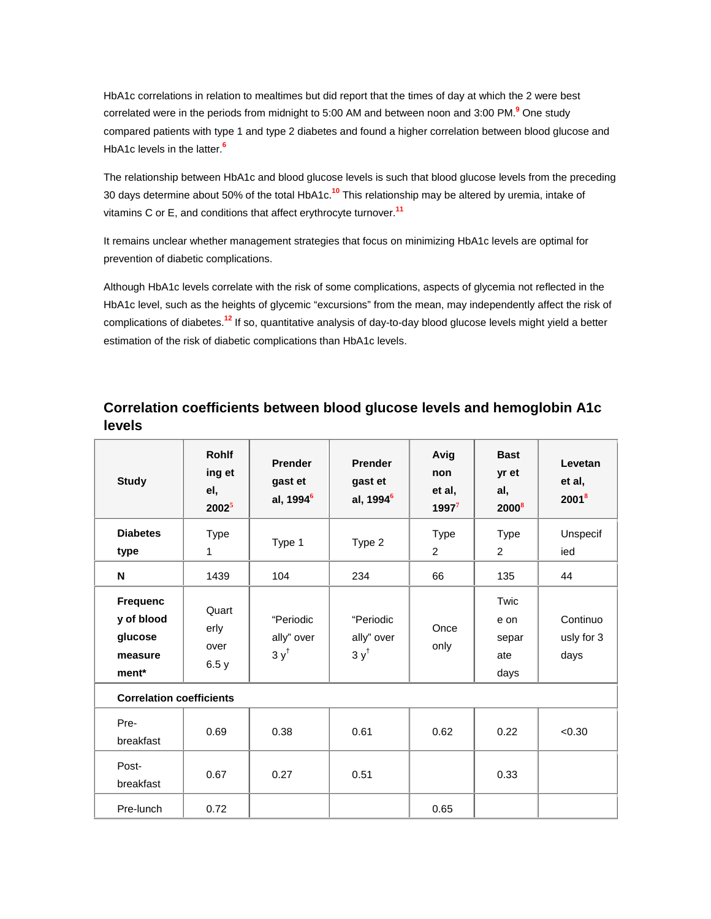HbA1c correlations in relation to mealtimes but did report that the times of day at which the 2 were best correlated were in the periods from midnight to 5:00 AM and between noon and 3:00 PM.[9] One study compared patients with type 1 and type 2 diabetes and found a higher correlation between blood glucose and HbA1c levels in the latter.[6]

The relationship between HbA1c and blood glucose levels is such that blood glucose levels from the preceding 30 days determine about 50% of the total HbA1c.[10] This relationship may be altered by uremia, intake of vitamins C or E, and conditions that affect erythrocyte turnover.[11]

It remains unclear whether management strategies that focus on minimizing HbA1c levels are optimal for prevention of diabetic complications.

Although HbA1c levels correlate with the risk of some complications, aspects of glycemia not reflected in the HbA1c level, such as the heights of glycemic "excursions" from the mean, may independently affect the risk of complications of diabetes.[12] If so, quantitative analysis of day-to-day blood glucose levels might yield a better estimation of the risk of diabetic complications than HbA1c levels.

## Correlation coefficients between blood glucose levels and hemoglobin A1c levels

| Study | Rohlfing et el, 2002[5] | Prendergast et al, 1994[6] | Prendergast et al, 1994[6] | Avignon et al, 1997[7] | Bastyr et al, 2000[8] | Levetan et al, 2001[8] |
|---|---|---|---|---|---|---|
| **Diabetes type** | Type 1 | Type 1 | Type 2 | Type 2 | Type 2 | Unspecified |
| **N** | 1439 | 104 | 234 | 66 | 135 | 44 |
| **Frequency of blood glucose measurement*** | Quarterly over 6.5 y | "Periodically" over 3 y[†] | "Periodically" over 3 y[†] | Once only | Twice on separate days | Continuously for 3 days |
| **Correlation coefficients** | | | | | | |
| Pre-breakfast | 0.69 | 0.38 | 0.61 | 0.62 | 0.22 | <0.30 |
| Post-breakfast | 0.67 | 0.27 | 0.51 | | 0.33 | |
| Pre-lunch | 0.72 | | | 0.65 | | |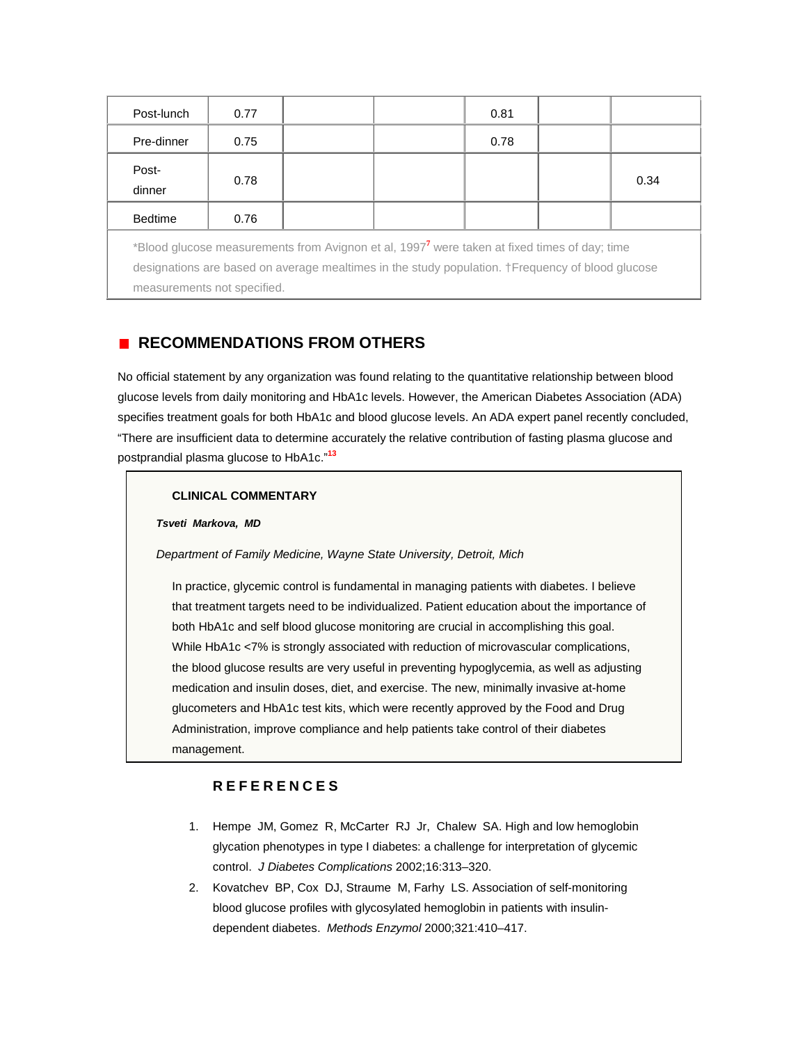| | | | | | | |
|---|---|---|---|---|---|---|
| Post-lunch | 0.77 | | | 0.81 | | |
| Pre-dinner | 0.75 | | | 0.78 | | |
| Post-dinner | 0.78 | | | | | 0.34 |
| Bedtime | 0.76 | | | | | |

*Blood glucose measurements from Avignon et al, 1997[7] were taken at fixed times of day; time designations are based on average mealtimes in the study population. †Frequency of blood glucose measurements not specified.

## RECOMMENDATIONS FROM OTHERS

No official statement by any organization was found relating to the quantitative relationship between blood glucose levels from daily monitoring and HbA1c levels. However, the American Diabetes Association (ADA) specifies treatment goals for both HbA1c and blood glucose levels. An ADA expert panel recently concluded, "There are insufficient data to determine accurately the relative contribution of fasting plasma glucose and postprandial plasma glucose to HbA1c."[13]

**CLINICAL COMMENTARY**

***Tsveti Markova, MD***

*Department of Family Medicine, Wayne State University, Detroit, Mich*

In practice, glycemic control is fundamental in managing patients with diabetes. I believe that treatment targets need to be individualized. Patient education about the importance of both HbA1c and self blood glucose monitoring are crucial in accomplishing this goal. While HbA1c <7% is strongly associated with reduction of microvascular complications, the blood glucose results are very useful in preventing hypoglycemia, as well as adjusting medication and insulin doses, diet, and exercise. The new, minimally invasive at-home glucometers and HbA1c test kits, which were recently approved by the Food and Drug Administration, improve compliance and help patients take control of their diabetes management.

## REFERENCES

1. Hempe JM, Gomez R, McCarter RJ Jr, Chalew SA. High and low hemoglobin glycation phenotypes in type I diabetes: a challenge for interpretation of glycemic control. *J Diabetes Complications* 2002;16:313–320.
2. Kovatchev BP, Cox DJ, Straume M, Farhy LS. Association of self-monitoring blood glucose profiles with glycosylated hemoglobin in patients with insulin-dependent diabetes. *Methods Enzymol* 2000;321:410–417.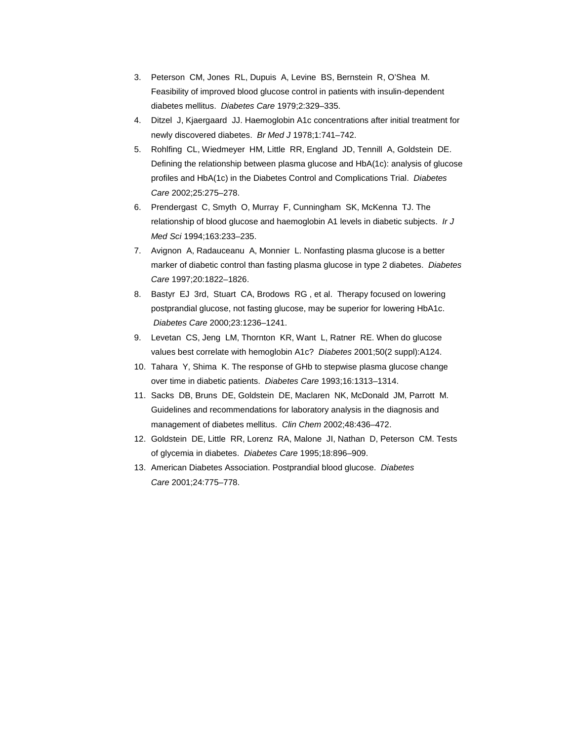3. Peterson CM, Jones RL, Dupuis A, Levine BS, Bernstein R, O'Shea M. Feasibility of improved blood glucose control in patients with insulin-dependent diabetes mellitus. *Diabetes Care* 1979;2:329–335.
4. Ditzel J, Kjaergaard JJ. Haemoglobin A1c concentrations after initial treatment for newly discovered diabetes. *Br Med J* 1978;1:741–742.
5. Rohlfing CL, Wiedmeyer HM, Little RR, England JD, Tennill A, Goldstein DE. Defining the relationship between plasma glucose and HbA(1c): analysis of glucose profiles and HbA(1c) in the Diabetes Control and Complications Trial. *Diabetes Care* 2002;25:275–278.
6. Prendergast C, Smyth O, Murray F, Cunningham SK, McKenna TJ. The relationship of blood glucose and haemoglobin A1 levels in diabetic subjects. *Ir J Med Sci* 1994;163:233–235.
7. Avignon A, Radauceanu A, Monnier L. Nonfasting plasma glucose is a better marker of diabetic control than fasting plasma glucose in type 2 diabetes. *Diabetes Care* 1997;20:1822–1826.
8. Bastyr EJ 3rd, Stuart CA, Brodows RG , et al. Therapy focused on lowering postprandial glucose, not fasting glucose, may be superior for lowering HbA1c. *Diabetes Care* 2000;23:1236–1241.
9. Levetan CS, Jeng LM, Thornton KR, Want L, Ratner RE. When do glucose values best correlate with hemoglobin A1c? *Diabetes* 2001;50(2 suppl):A124.
10. Tahara Y, Shima K. The response of GHb to stepwise plasma glucose change over time in diabetic patients. *Diabetes Care* 1993;16:1313–1314.
11. Sacks DB, Bruns DE, Goldstein DE, Maclaren NK, McDonald JM, Parrott M. Guidelines and recommendations for laboratory analysis in the diagnosis and management of diabetes mellitus. *Clin Chem* 2002;48:436–472.
12. Goldstein DE, Little RR, Lorenz RA, Malone JI, Nathan D, Peterson CM. Tests of glycemia in diabetes. *Diabetes Care* 1995;18:896–909.
13. American Diabetes Association. Postprandial blood glucose. *Diabetes Care* 2001;24:775–778.